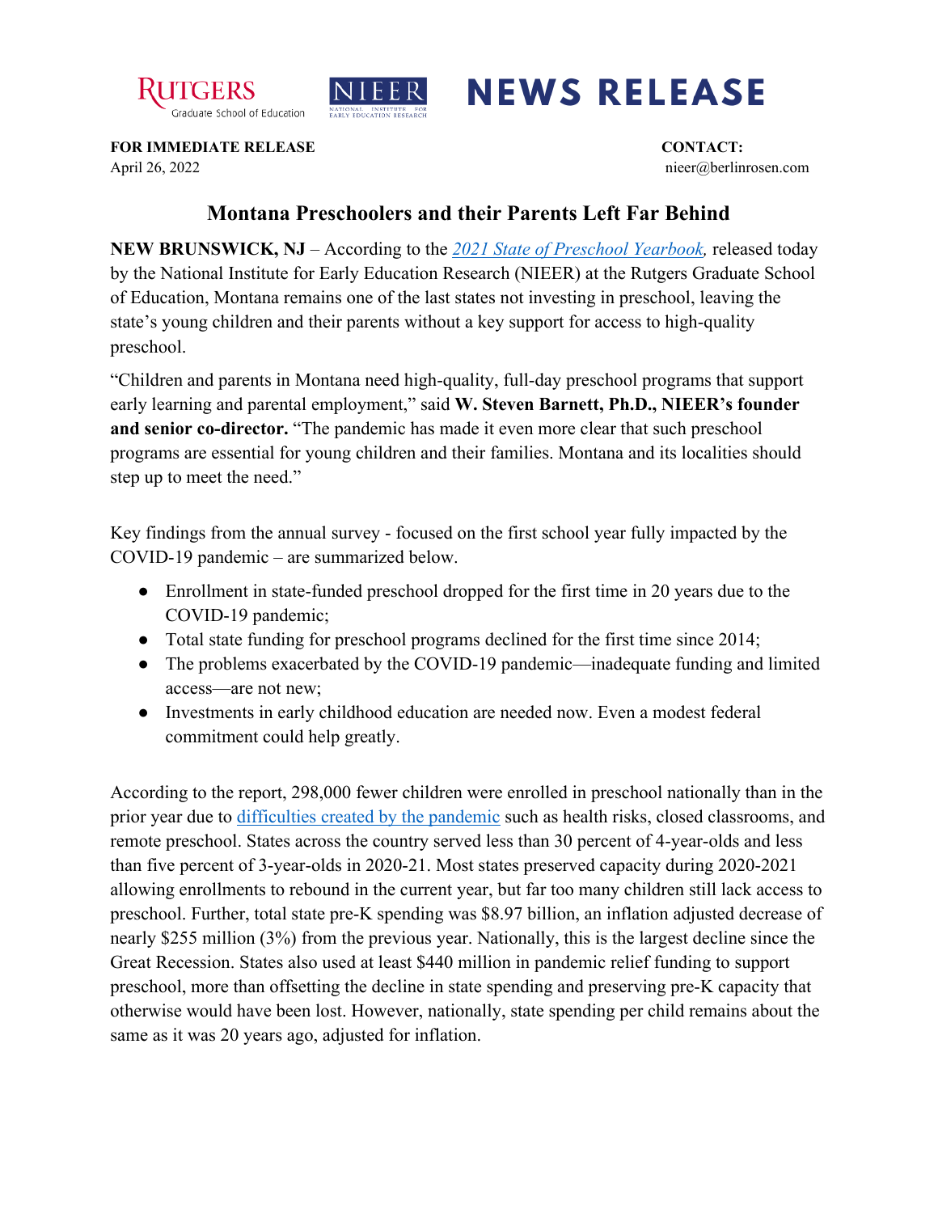RUTGERS Graduate School of Education | NIEER National Institute for Early Education Research | **NEWS RELEASE**

**FOR IMMEDIATE RELEASE**
April 26, 2022

**CONTACT:**
nieer@berlinrosen.com

## Montana Preschoolers and their Parents Left Far Behind

**NEW BRUNSWICK, NJ** – According to the *2021 State of Preschool Yearbook,* released today by the National Institute for Early Education Research (NIEER) at the Rutgers Graduate School of Education, Montana remains one of the last states not investing in preschool, leaving the state's young children and their parents without a key support for access to high-quality preschool.

"Children and parents in Montana need high-quality, full-day preschool programs that support early learning and parental employment," said **W. Steven Barnett, Ph.D., NIEER's founder and senior co-director.** "The pandemic has made it even more clear that such preschool programs are essential for young children and their families. Montana and its localities should step up to meet the need."

Key findings from the annual survey - focused on the first school year fully impacted by the COVID-19 pandemic – are summarized below.

- Enrollment in state-funded preschool dropped for the first time in 20 years due to the COVID-19 pandemic;
- Total state funding for preschool programs declined for the first time since 2014;
- The problems exacerbated by the COVID-19 pandemic—inadequate funding and limited access—are not new;
- Investments in early childhood education are needed now. Even a modest federal commitment could help greatly.

According to the report, 298,000 fewer children were enrolled in preschool nationally than in the prior year due to difficulties created by the pandemic such as health risks, closed classrooms, and remote preschool. States across the country served less than 30 percent of 4-year-olds and less than five percent of 3-year-olds in 2020-21. Most states preserved capacity during 2020-2021 allowing enrollments to rebound in the current year, but far too many children still lack access to preschool. Further, total state pre-K spending was $8.97 billion, an inflation adjusted decrease of nearly $255 million (3%) from the previous year. Nationally, this is the largest decline since the Great Recession. States also used at least $440 million in pandemic relief funding to support preschool, more than offsetting the decline in state spending and preserving pre-K capacity that otherwise would have been lost. However, nationally, state spending per child remains about the same as it was 20 years ago, adjusted for inflation.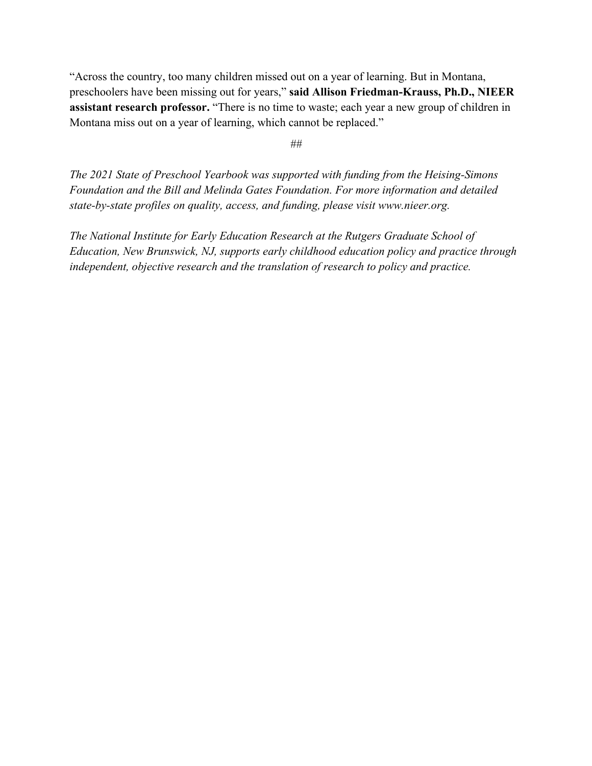"Across the country, too many children missed out on a year of learning. But in Montana, preschoolers have been missing out for years," **said Allison Friedman-Krauss, Ph.D., NIEER assistant research professor.** "There is no time to waste; each year a new group of children in Montana miss out on a year of learning, which cannot be replaced."

##

*The 2021 State of Preschool Yearbook was supported with funding from the Heising-Simons Foundation and the Bill and Melinda Gates Foundation. For more information and detailed state-by-state profiles on quality, access, and funding, please visit www.nieer.org.*

*The National Institute for Early Education Research at the Rutgers Graduate School of Education, New Brunswick, NJ, supports early childhood education policy and practice through independent, objective research and the translation of research to policy and practice.*